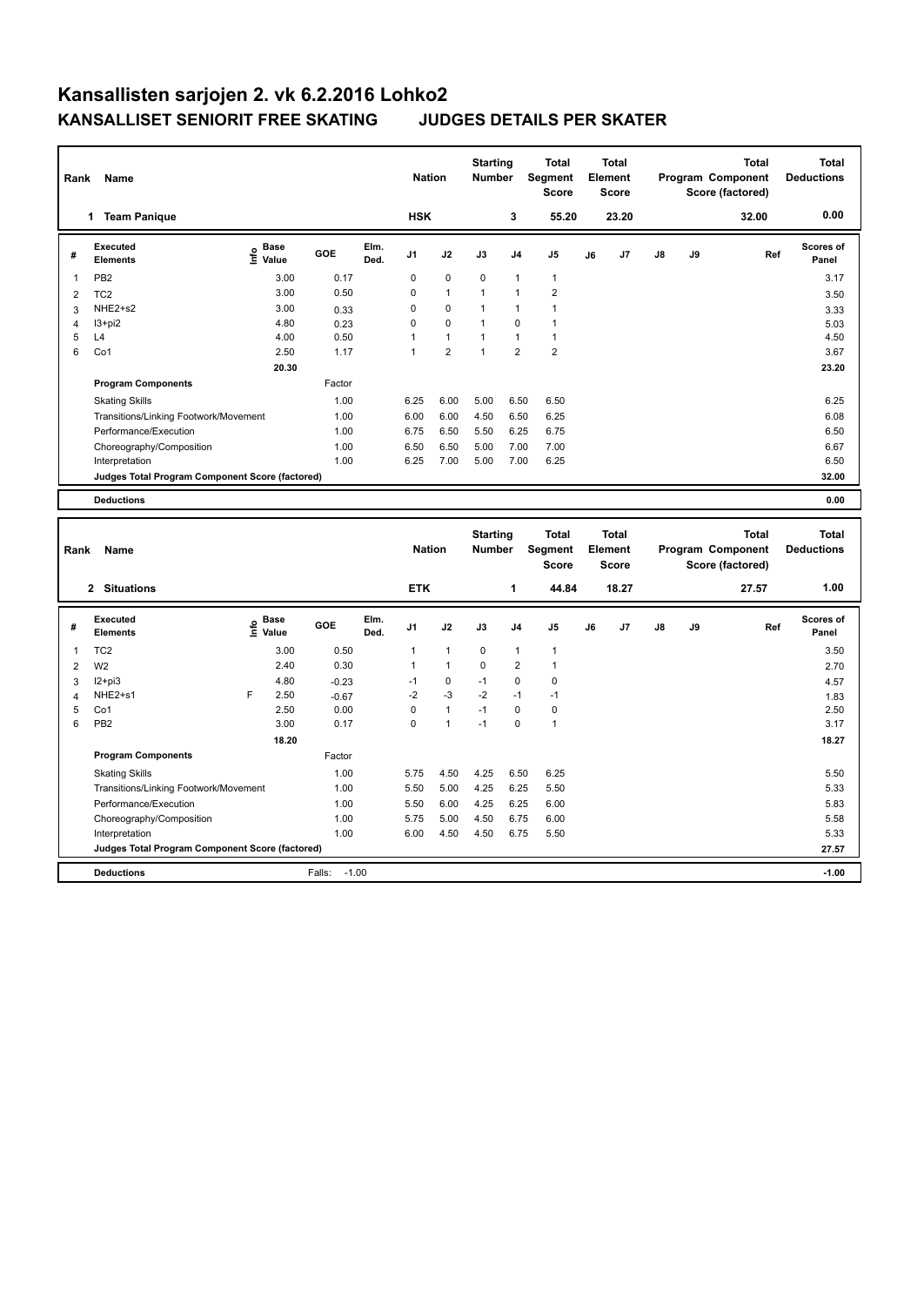# Kansallisten sarjojen 2. vk 6.2.2016 Lohko2

## KANSALLISET SENIORIT FREE SKATING JUDGES DETAILS PER SKATER

| Rank | Name | Nation | Starting Number | Total Segment Score | Total Element Score | Total Program Component Score (factored) | Total Deductions |
|---|---|---|---|---|---|---|---|
| 1 | Team Panique | HSK | 3 | 55.20 | 23.20 | 32.00 | 0.00 |

| # | Executed Elements | Info | Base Value | GOE | Elm. Ded. | J1 | J2 | J3 | J4 | J5 | J6 | J7 | J8 | J9 | Ref | Scores of Panel |
|---|---|---|---|---|---|---|---|---|---|---|---|---|---|---|---|---|
| 1 | PB2 | | 3.00 | 0.17 | | 0 | 0 | 0 | 1 | 1 | | | | | | 3.17 |
| 2 | TC2 | | 3.00 | 0.50 | | 0 | 1 | 1 | 1 | 2 | | | | | | 3.50 |
| 3 | NHE2+s2 | | 3.00 | 0.33 | | 0 | 0 | 1 | 1 | 1 | | | | | | 3.33 |
| 4 | I3+pi2 | | 4.80 | 0.23 | | 0 | 0 | 1 | 0 | 1 | | | | | | 5.03 |
| 5 | L4 | | 4.00 | 0.50 | | 1 | 1 | 1 | 1 | 1 | | | | | | 4.50 |
| 6 | Co1 | | 2.50 | 1.17 | | 1 | 2 | 1 | 2 | 2 | | | | | | 3.67 |
| | | | 20.30 | | | | | | | | | | | | | 23.20 |

| Program Components | Factor | J1 | J2 | J3 | J4 | J5 | Scores of Panel |
|---|---|---|---|---|---|---|---|
| Skating Skills | 1.00 | 6.25 | 6.00 | 5.00 | 6.50 | 6.50 | 6.25 |
| Transitions/Linking Footwork/Movement | 1.00 | 6.00 | 6.00 | 4.50 | 6.50 | 6.25 | 6.08 |
| Performance/Execution | 1.00 | 6.75 | 6.50 | 5.50 | 6.25 | 6.75 | 6.50 |
| Choreography/Composition | 1.00 | 6.50 | 6.50 | 5.00 | 7.00 | 7.00 | 6.67 |
| Interpretation | 1.00 | 6.25 | 7.00 | 5.00 | 7.00 | 6.25 | 6.50 |
| Judges Total Program Component Score (factored) | | | | | | | 32.00 |

| Deductions | | 0.00 |
|---|---|---|

| Rank | Name | Nation | Starting Number | Total Segment Score | Total Element Score | Total Program Component Score (factored) | Total Deductions |
|---|---|---|---|---|---|---|---|
| 2 | Situations | ETK | 1 | 44.84 | 18.27 | 27.57 | 1.00 |

| # | Executed Elements | Info | Base Value | GOE | Elm. Ded. | J1 | J2 | J3 | J4 | J5 | J6 | J7 | J8 | J9 | Ref | Scores of Panel |
|---|---|---|---|---|---|---|---|---|---|---|---|---|---|---|---|---|
| 1 | TC2 | | 3.00 | 0.50 | | 1 | 1 | 0 | 1 | 1 | | | | | | 3.50 |
| 2 | W2 | | 2.40 | 0.30 | | 1 | 1 | 0 | 2 | 1 | | | | | | 2.70 |
| 3 | I2+pi3 | | 4.80 | -0.23 | | -1 | 0 | -1 | 0 | 0 | | | | | | 4.57 |
| 4 | NHE2+s1 | F | 2.50 | -0.67 | | -2 | -3 | -2 | -1 | -1 | | | | | | 1.83 |
| 5 | Co1 | | 2.50 | 0.00 | | 0 | 1 | -1 | 0 | 0 | | | | | | 2.50 |
| 6 | PB2 | | 3.00 | 0.17 | | 0 | 1 | -1 | 0 | 1 | | | | | | 3.17 |
| | | | 18.20 | | | | | | | | | | | | | 18.27 |

| Program Components | Factor | J1 | J2 | J3 | J4 | J5 | Scores of Panel |
|---|---|---|---|---|---|---|---|
| Skating Skills | 1.00 | 5.75 | 4.50 | 4.25 | 6.50 | 6.25 | 5.50 |
| Transitions/Linking Footwork/Movement | 1.00 | 5.50 | 5.00 | 4.25 | 6.25 | 5.50 | 5.33 |
| Performance/Execution | 1.00 | 5.50 | 6.00 | 4.25 | 6.25 | 6.00 | 5.83 |
| Choreography/Composition | 1.00 | 5.75 | 5.00 | 4.50 | 6.75 | 6.00 | 5.58 |
| Interpretation | 1.00 | 6.00 | 4.50 | 4.50 | 6.75 | 5.50 | 5.33 |
| Judges Total Program Component Score (factored) | | | | | | | 27.57 |

| Deductions | Falls: -1.00 | -1.00 |
|---|---|---|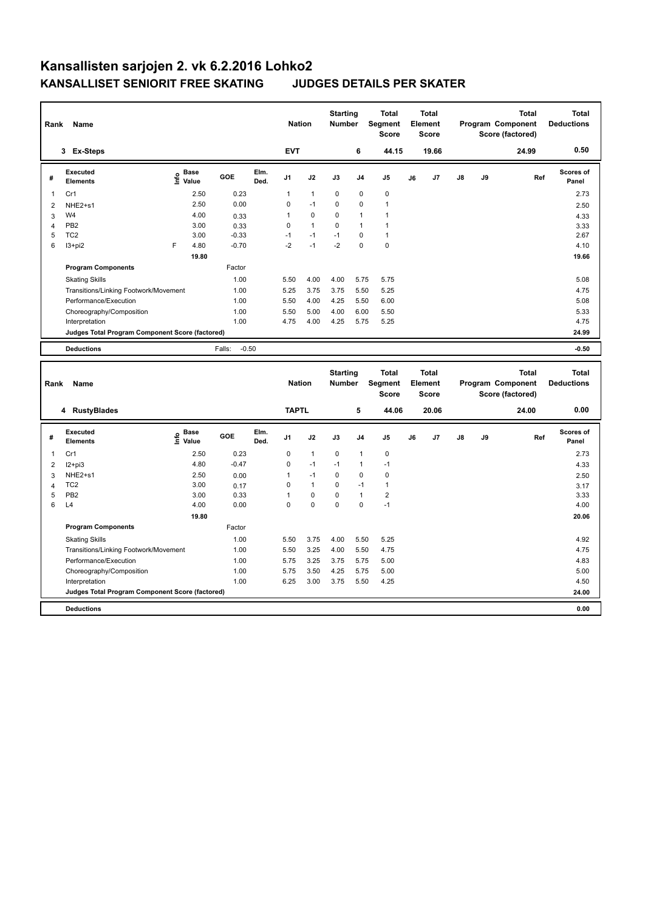# Kansallisten sarjojen 2. vk 6.2.2016 Lohko2

## KANSALLISET SENIORIT FREE SKATING JUDGES DETAILS PER SKATER

| Rank | Name | Nation | Starting Number | Total Segment Score | Total Element Score | Total Program Component Score (factored) | Total Deductions |
|---|---|---|---|---|---|---|---|
| 3 | Ex-Steps | EVT | 6 | 44.15 | 19.66 | 24.99 | 0.50 |

| # | Executed Elements | Info | Base Value | GOE | Elm. Ded. | J1 | J2 | J3 | J4 | J5 | J6 | J7 | J8 | J9 | Ref | Scores of Panel |
|---|---|---|---|---|---|---|---|---|---|---|---|---|---|---|---|---|
| 1 | Cr1 | | 2.50 | 0.23 | | 1 | 1 | 0 | 0 | 0 | | | | | | 2.73 |
| 2 | NHE2+s1 | | 2.50 | 0.00 | | 0 | -1 | 0 | 0 | 1 | | | | | | 2.50 |
| 3 | W4 | | 4.00 | 0.33 | | 1 | 0 | 0 | 1 | 1 | | | | | | 4.33 |
| 4 | PB2 | | 3.00 | 0.33 | | 0 | 1 | 0 | 1 | 1 | | | | | | 3.33 |
| 5 | TC2 | | 3.00 | -0.33 | | -1 | -1 | -1 | 0 | 1 | | | | | | 2.67 |
| 6 | I3+pi2 | F | 4.80 | -0.70 | | -2 | -1 | -2 | 0 | 0 | | | | | | 4.10 |
| | | | 19.80 | | | | | | | | | | | | | 19.66 |

| Program Components | Factor | J1 | J2 | J3 | J4 | J5 | J6 | J7 | J8 | J9 | Scores of Panel |
|---|---|---|---|---|---|---|---|---|---|---|---|
| Skating Skills | 1.00 | 5.50 | 4.00 | 4.00 | 5.75 | 5.75 | | | | | 5.08 |
| Transitions/Linking Footwork/Movement | 1.00 | 5.25 | 3.75 | 3.75 | 5.50 | 5.25 | | | | | 4.75 |
| Performance/Execution | 1.00 | 5.50 | 4.00 | 4.25 | 5.50 | 6.00 | | | | | 5.08 |
| Choreography/Composition | 1.00 | 5.50 | 5.00 | 4.00 | 6.00 | 5.50 | | | | | 5.33 |
| Interpretation | 1.00 | 4.75 | 4.00 | 4.25 | 5.75 | 5.25 | | | | | 4.75 |
| Judges Total Program Component Score (factored) | | | | | | | | | | | 24.99 |

| Deductions | Falls: -0.50 | -0.50 |
|---|---|---|

| Rank | Name | Nation | Starting Number | Total Segment Score | Total Element Score | Total Program Component Score (factored) | Total Deductions |
|---|---|---|---|---|---|---|---|
| 4 | RustyBlades | TAPTL | 5 | 44.06 | 20.06 | 24.00 | 0.00 |

| # | Executed Elements | Info | Base Value | GOE | Elm. Ded. | J1 | J2 | J3 | J4 | J5 | J6 | J7 | J8 | J9 | Ref | Scores of Panel |
|---|---|---|---|---|---|---|---|---|---|---|---|---|---|---|---|---|
| 1 | Cr1 | | 2.50 | 0.23 | | 0 | 1 | 0 | 1 | 0 | | | | | | 2.73 |
| 2 | I2+pi3 | | 4.80 | -0.47 | | 0 | -1 | -1 | 1 | -1 | | | | | | 4.33 |
| 3 | NHE2+s1 | | 2.50 | 0.00 | | 1 | -1 | 0 | 0 | 0 | | | | | | 2.50 |
| 4 | TC2 | | 3.00 | 0.17 | | 0 | 1 | 0 | -1 | 1 | | | | | | 3.17 |
| 5 | PB2 | | 3.00 | 0.33 | | 1 | 0 | 0 | 1 | 2 | | | | | | 3.33 |
| 6 | L4 | | 4.00 | 0.00 | | 0 | 0 | 0 | 0 | -1 | | | | | | 4.00 |
| | | | 19.80 | | | | | | | | | | | | | 20.06 |

| Program Components | Factor | J1 | J2 | J3 | J4 | J5 | J6 | J7 | J8 | J9 | Scores of Panel |
|---|---|---|---|---|---|---|---|---|---|---|---|
| Skating Skills | 1.00 | 5.50 | 3.75 | 4.00 | 5.50 | 5.25 | | | | | 4.92 |
| Transitions/Linking Footwork/Movement | 1.00 | 5.50 | 3.25 | 4.00 | 5.50 | 4.75 | | | | | 4.75 |
| Performance/Execution | 1.00 | 5.75 | 3.25 | 3.75 | 5.75 | 5.00 | | | | | 4.83 |
| Choreography/Composition | 1.00 | 5.75 | 3.50 | 4.25 | 5.75 | 5.00 | | | | | 5.00 |
| Interpretation | 1.00 | 6.25 | 3.00 | 3.75 | 5.50 | 4.25 | | | | | 4.50 |
| Judges Total Program Component Score (factored) | | | | | | | | | | | 24.00 |

| Deductions | | 0.00 |
|---|---|---|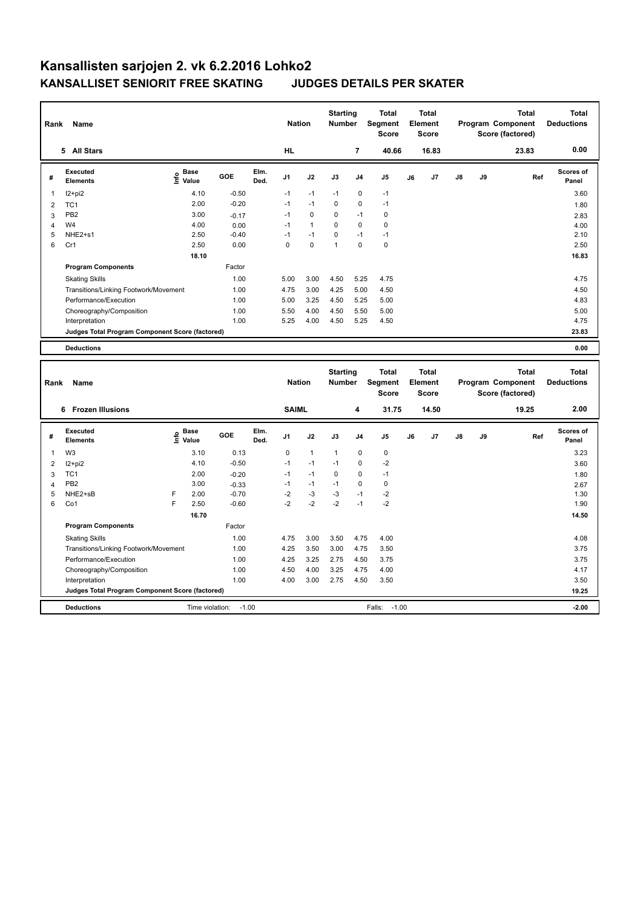# Kansallisten sarjojen 2. vk 6.2.2016 Lohko2

## KANSALLISET SENIORIT FREE SKATING JUDGES DETAILS PER SKATER

| Rank | Name | Nation | Starting Number | Total Segment Score | Total Element Score | Total Program Component Score (factored) | Total Deductions |
|---|---|---|---|---|---|---|---|
| 5 | All Stars | HL | 7 | 40.66 | 16.83 | 23.83 | 0.00 |

| # | Executed Elements | Info | Base Value | GOE | Elm. Ded. | J1 | J2 | J3 | J4 | J5 | J6 | J7 | J8 | J9 | Ref | Scores of Panel |
|---|---|---|---|---|---|---|---|---|---|---|---|---|---|---|---|---|
| 1 | I2+pi2 | | 4.10 | -0.50 | | -1 | -1 | -1 | 0 | -1 | | | | | | 3.60 |
| 2 | TC1 | | 2.00 | -0.20 | | -1 | -1 | 0 | 0 | -1 | | | | | | 1.80 |
| 3 | PB2 | | 3.00 | -0.17 | | -1 | 0 | 0 | -1 | 0 | | | | | | 2.83 |
| 4 | W4 | | 4.00 | 0.00 | | -1 | 1 | 0 | 0 | 0 | | | | | | 4.00 |
| 5 | NHE2+s1 | | 2.50 | -0.40 | | -1 | -1 | 0 | -1 | -1 | | | | | | 2.10 |
| 6 | Cr1 | | 2.50 | 0.00 | | 0 | 0 | 1 | 0 | 0 | | | | | | 2.50 |
| | | | 18.10 | | | | | | | | | | | | | 16.83 |

| Program Components | Factor | J1 | J2 | J3 | J4 | J5 | Scores of Panel |
|---|---|---|---|---|---|---|---|
| Skating Skills | 1.00 | 5.00 | 3.00 | 4.50 | 5.25 | 4.75 | 4.75 |
| Transitions/Linking Footwork/Movement | 1.00 | 4.75 | 3.00 | 4.25 | 5.00 | 4.50 | 4.50 |
| Performance/Execution | 1.00 | 5.00 | 3.25 | 4.50 | 5.25 | 5.00 | 4.83 |
| Choreography/Composition | 1.00 | 5.50 | 4.00 | 4.50 | 5.50 | 5.00 | 5.00 |
| Interpretation | 1.00 | 5.25 | 4.00 | 4.50 | 5.25 | 4.50 | 4.75 |
| Judges Total Program Component Score (factored) | | | | | | | 23.83 |

**Deductions** 0.00

| Rank | Name | Nation | Starting Number | Total Segment Score | Total Element Score | Total Program Component Score (factored) | Total Deductions |
|---|---|---|---|---|---|---|---|
| 6 | Frozen Illusions | SAIML | 4 | 31.75 | 14.50 | 19.25 | 2.00 |

| # | Executed Elements | Info | Base Value | GOE | Elm. Ded. | J1 | J2 | J3 | J4 | J5 | J6 | J7 | J8 | J9 | Ref | Scores of Panel |
|---|---|---|---|---|---|---|---|---|---|---|---|---|---|---|---|---|
| 1 | W3 | | 3.10 | 0.13 | | 0 | 1 | 1 | 0 | 0 | | | | | | 3.23 |
| 2 | I2+pi2 | | 4.10 | -0.50 | | -1 | -1 | -1 | 0 | -2 | | | | | | 3.60 |
| 3 | TC1 | | 2.00 | -0.20 | | -1 | -1 | 0 | 0 | -1 | | | | | | 1.80 |
| 4 | PB2 | | 3.00 | -0.33 | | -1 | -1 | -1 | 0 | 0 | | | | | | 2.67 |
| 5 | NHE2+sB | F | 2.00 | -0.70 | | -2 | -3 | -3 | -1 | -2 | | | | | | 1.30 |
| 6 | Co1 | F | 2.50 | -0.60 | | -2 | -2 | -2 | -1 | -2 | | | | | | 1.90 |
| | | | 16.70 | | | | | | | | | | | | | 14.50 |

| Program Components | Factor | J1 | J2 | J3 | J4 | J5 | Scores of Panel |
|---|---|---|---|---|---|---|---|
| Skating Skills | 1.00 | 4.75 | 3.00 | 3.50 | 4.75 | 4.00 | 4.08 |
| Transitions/Linking Footwork/Movement | 1.00 | 4.25 | 3.50 | 3.00 | 4.75 | 3.50 | 3.75 |
| Performance/Execution | 1.00 | 4.25 | 3.25 | 2.75 | 4.50 | 3.75 | 3.75 |
| Choreography/Composition | 1.00 | 4.50 | 4.00 | 3.25 | 4.75 | 4.00 | 4.17 |
| Interpretation | 1.00 | 4.00 | 3.00 | 2.75 | 4.50 | 3.50 | 3.50 |
| Judges Total Program Component Score (factored) | | | | | | | 19.25 |

**Deductions** Time violation: -1.00 Falls: -1.00 -2.00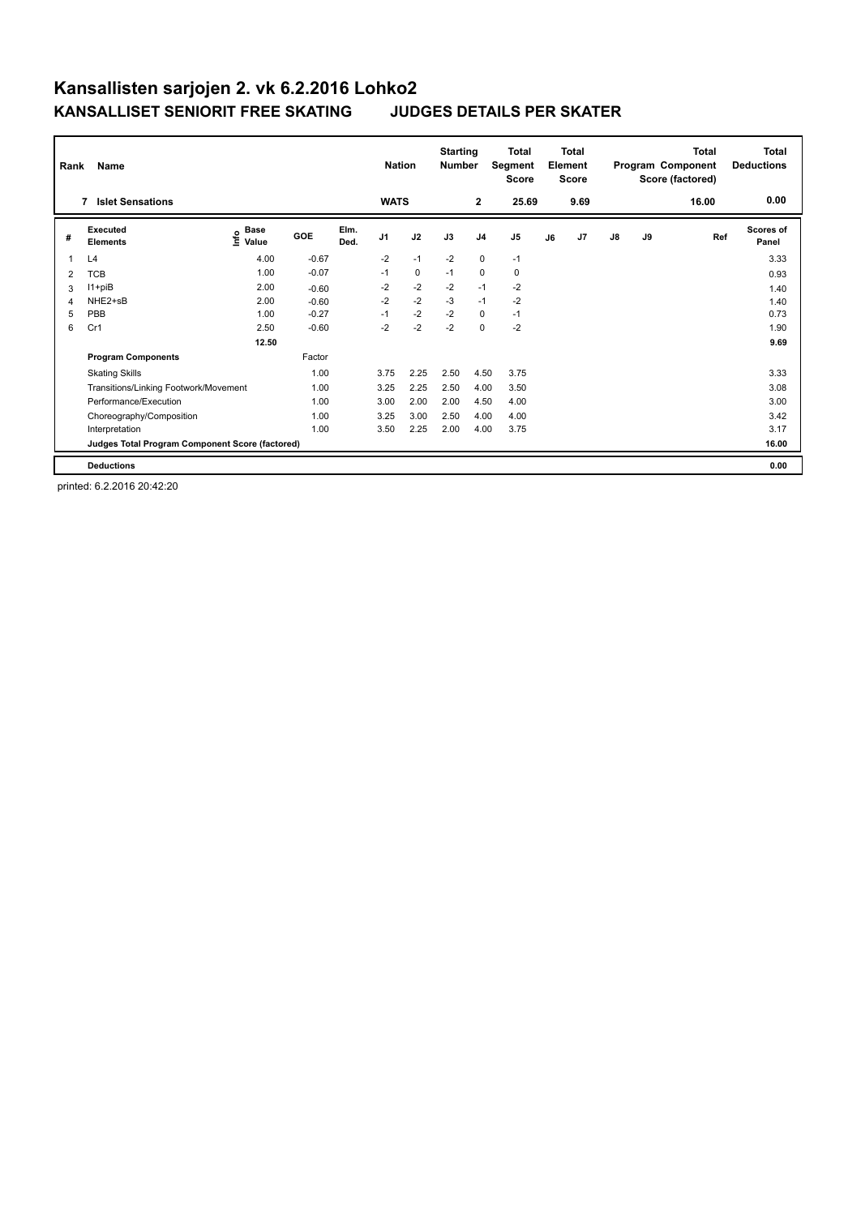# Kansallisten sarjojen 2. vk 6.2.2016 Lohko2

## KANSALLISET SENIORIT FREE SKATING JUDGES DETAILS PER SKATER

| Rank | Name | Nation | Starting Number | Total Segment Score | Total Element Score | Total Program Component Score (factored) | Total Deductions |
|---|---|---|---|---|---|---|---|
| 7 | Islet Sensations | WATS | 2 | 25.69 | 9.69 | 16.00 | 0.00 |

| # | Executed Elements | Info | Base Value | GOE | Elm. Ded. | J1 | J2 | J3 | J4 | J5 | J6 | J7 | J8 | J9 | Ref | Scores of Panel |
|---|---|---|---|---|---|---|---|---|---|---|---|---|---|---|---|---|
| 1 | L4 | | 4.00 | -0.67 | | -2 | -1 | -2 | 0 | -1 | | | | | | 3.33 |
| 2 | TCB | | 1.00 | -0.07 | | -1 | 0 | -1 | 0 | 0 | | | | | | 0.93 |
| 3 | I1+piB | | 2.00 | -0.60 | | -2 | -2 | -2 | -1 | -2 | | | | | | 1.40 |
| 4 | NHE2+sB | | 2.00 | -0.60 | | -2 | -2 | -3 | -1 | -2 | | | | | | 1.40 |
| 5 | PBB | | 1.00 | -0.27 | | -1 | -2 | -2 | 0 | -1 | | | | | | 0.73 |
| 6 | Cr1 | | 2.50 | -0.60 | | -2 | -2 | -2 | 0 | -2 | | | | | | 1.90 |
| | | | 12.50 | | | | | | | | | | | | | 9.69 |
| | **Program Components** | | | Factor | | | | | | | | | | | | |
| | Skating Skills | | | 1.00 | | 3.75 | 2.25 | 2.50 | 4.50 | 3.75 | | | | | | 3.33 |
| | Transitions/Linking Footwork/Movement | | | 1.00 | | 3.25 | 2.25 | 2.50 | 4.00 | 3.50 | | | | | | 3.08 |
| | Performance/Execution | | | 1.00 | | 3.00 | 2.00 | 2.00 | 4.50 | 4.00 | | | | | | 3.00 |
| | Choreography/Composition | | | 1.00 | | 3.25 | 3.00 | 2.50 | 4.00 | 4.00 | | | | | | 3.42 |
| | Interpretation | | | 1.00 | | 3.50 | 2.25 | 2.00 | 4.00 | 3.75 | | | | | | 3.17 |
| | **Judges Total Program Component Score (factored)** | | | | | | | | | | | | | | | 16.00 |
| | **Deductions** | | | | | | | | | | | | | | | 0.00 |

printed: 6.2.2016 20:42:20